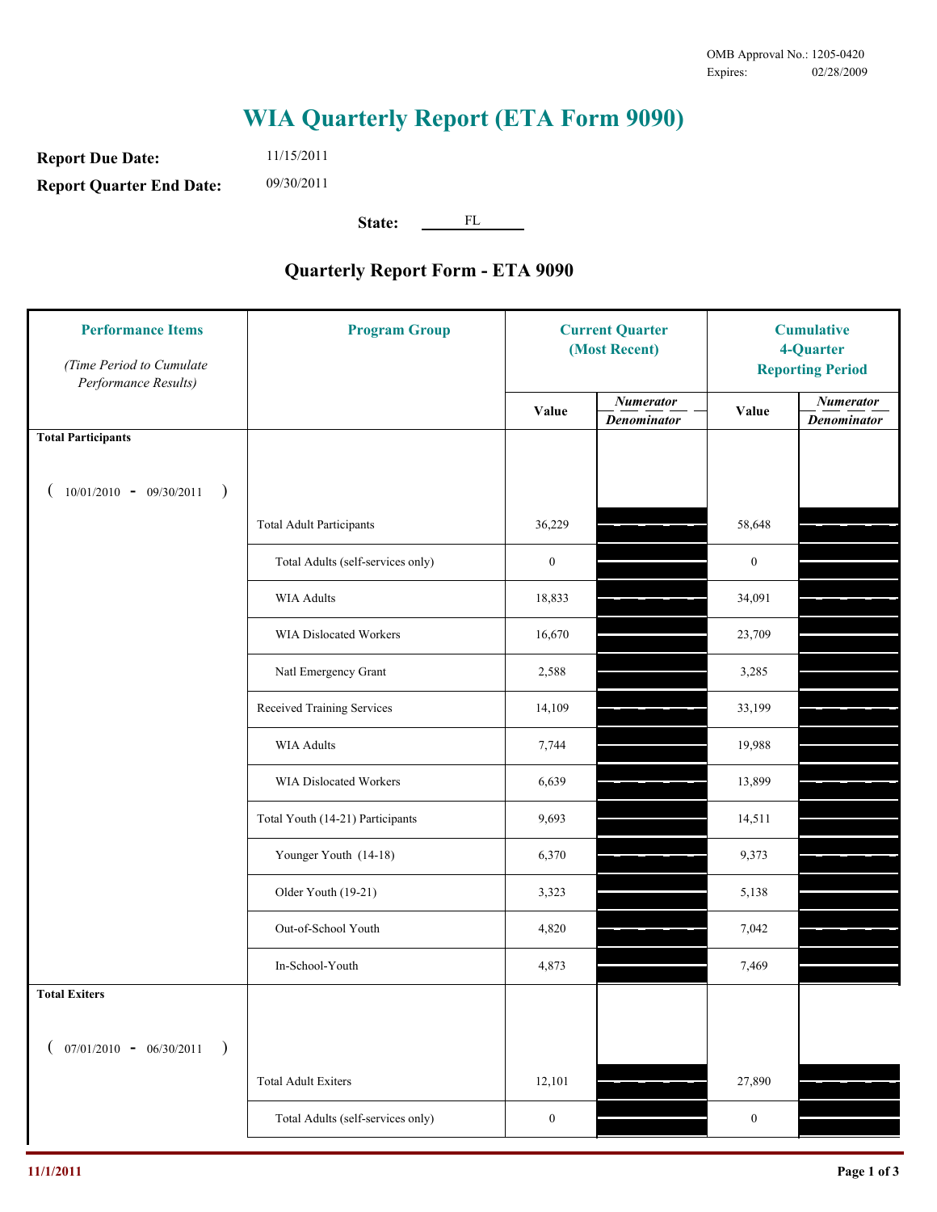OMB Approval No.: 1205-0420
Expires: 02/28/2009

# WIA Quarterly Report (ETA Form 9090)

**Report Due Date:** 11/15/2011

**Report Quarter End Date:** 09/30/2011

**State:** FL

## Quarterly Report Form - ETA 9090

| Performance Items *(Time Period to Cumulate Performance Results)* | Program Group | Current Quarter (Most Recent) | | Cumulative 4-Quarter Reporting Period | |
|---|---|---|---|---|---|
| | | Value | *Numerator / Denominator* | Value | *Numerator / Denominator* |
| **Total Participants** ( 10/01/2010 - 09/30/2011 ) | | | | | |
| | Total Adult Participants | 36,229 | | 58,648 | |
| | Total Adults (self-services only) | 0 | | 0 | |
| | WIA Adults | 18,833 | | 34,091 | |
| | WIA Dislocated Workers | 16,670 | | 23,709 | |
| | Natl Emergency Grant | 2,588 | | 3,285 | |
| | Received Training Services | 14,109 | | 33,199 | |
| | WIA Adults | 7,744 | | 19,988 | |
| | WIA Dislocated Workers | 6,639 | | 13,899 | |
| | Total Youth (14-21) Participants | 9,693 | | 14,511 | |
| | Younger Youth (14-18) | 6,370 | | 9,373 | |
| | Older Youth (19-21) | 3,323 | | 5,138 | |
| | Out-of-School Youth | 4,820 | | 7,042 | |
| | In-School-Youth | 4,873 | | 7,469 | |
| **Total Exiters** ( 07/01/2010 - 06/30/2011 ) | | | | | |
| | Total Adult Exiters | 12,101 | | 27,890 | |
| | Total Adults (self-services only) | 0 | | 0 | |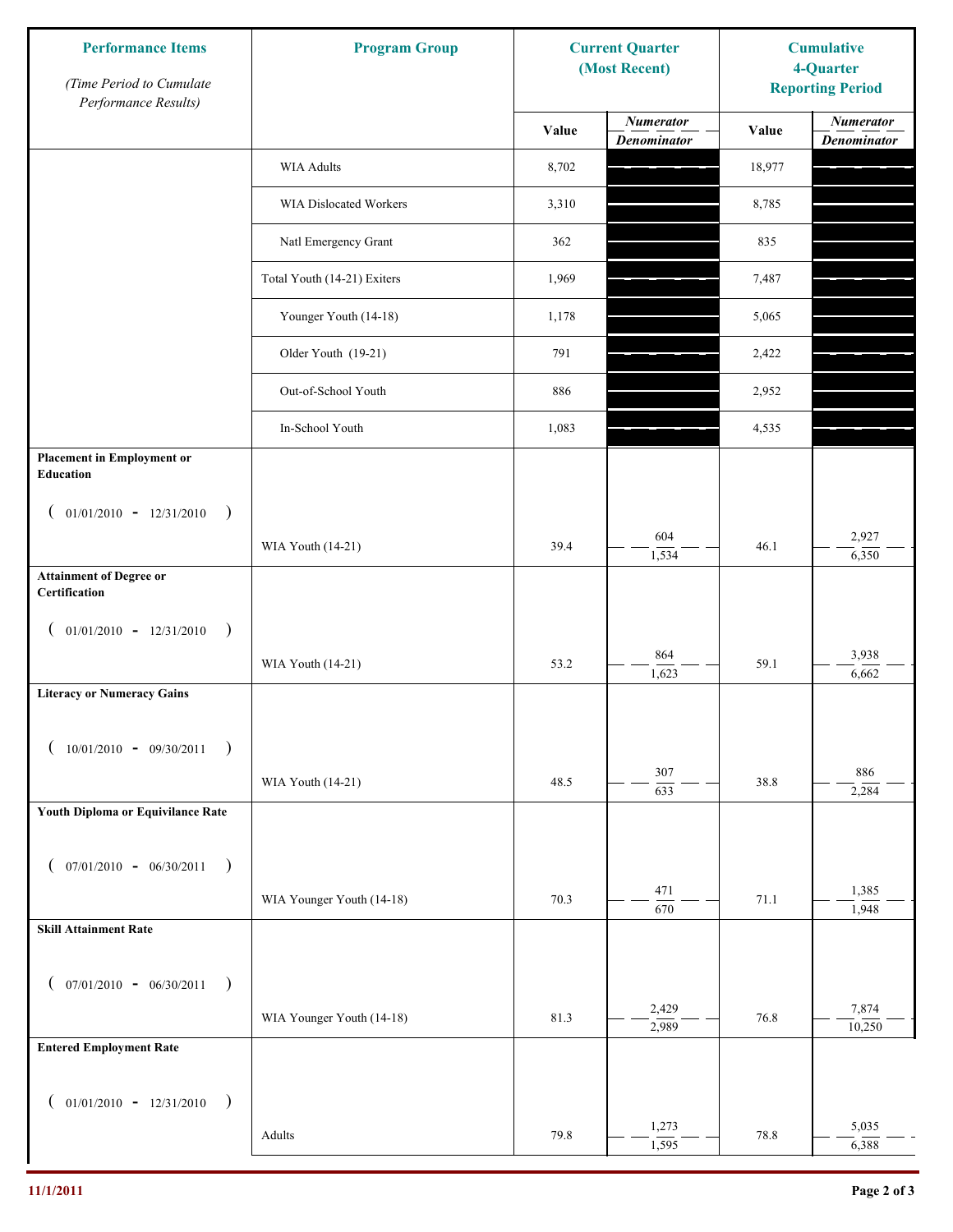| Performance Items *(Time Period to Cumulate Performance Results)* | Program Group | Current Quarter (Most Recent) | | Cumulative 4-Quarter Reporting Period | |
|---|---|---|---|---|---|
| | | **Value** | ***Numerator / Denominator*** | **Value** | ***Numerator / Denominator*** |
| | WIA Adults | 8,702 | | 18,977 | |
| | WIA Dislocated Workers | 3,310 | | 8,785 | |
| | Natl Emergency Grant | 362 | | 835 | |
| | Total Youth (14-21) Exiters | 1,969 | | 7,487 | |
| | Younger Youth (14-18) | 1,178 | | 5,065 | |
| | Older Youth (19-21) | 791 | | 2,422 | |
| | Out-of-School Youth | 886 | | 2,952 | |
| | In-School Youth | 1,083 | | 4,535 | |
| **Placement in Employment or Education** ( 01/01/2010 - 12/31/2010 ) | WIA Youth (14-21) | 39.4 | 604 / 1,534 | 46.1 | 2,927 / 6,350 |
| **Attainment of Degree or Certification** ( 01/01/2010 - 12/31/2010 ) | WIA Youth (14-21) | 53.2 | 864 / 1,623 | 59.1 | 3,938 / 6,662 |
| **Literacy or Numeracy Gains** ( 10/01/2010 - 09/30/2011 ) | WIA Youth (14-21) | 48.5 | 307 / 633 | 38.8 | 886 / 2,284 |
| **Youth Diploma or Equivilance Rate** ( 07/01/2010 - 06/30/2011 ) | WIA Younger Youth (14-18) | 70.3 | 471 / 670 | 71.1 | 1,385 / 1,948 |
| **Skill Attainment Rate** ( 07/01/2010 - 06/30/2011 ) | WIA Younger Youth (14-18) | 81.3 | 2,429 / 2,989 | 76.8 | 7,874 / 10,250 |
| **Entered Employment Rate** ( 01/01/2010 - 12/31/2010 ) | Adults | 79.8 | 1,273 / 1,595 | 78.8 | 5,035 / 6,388 |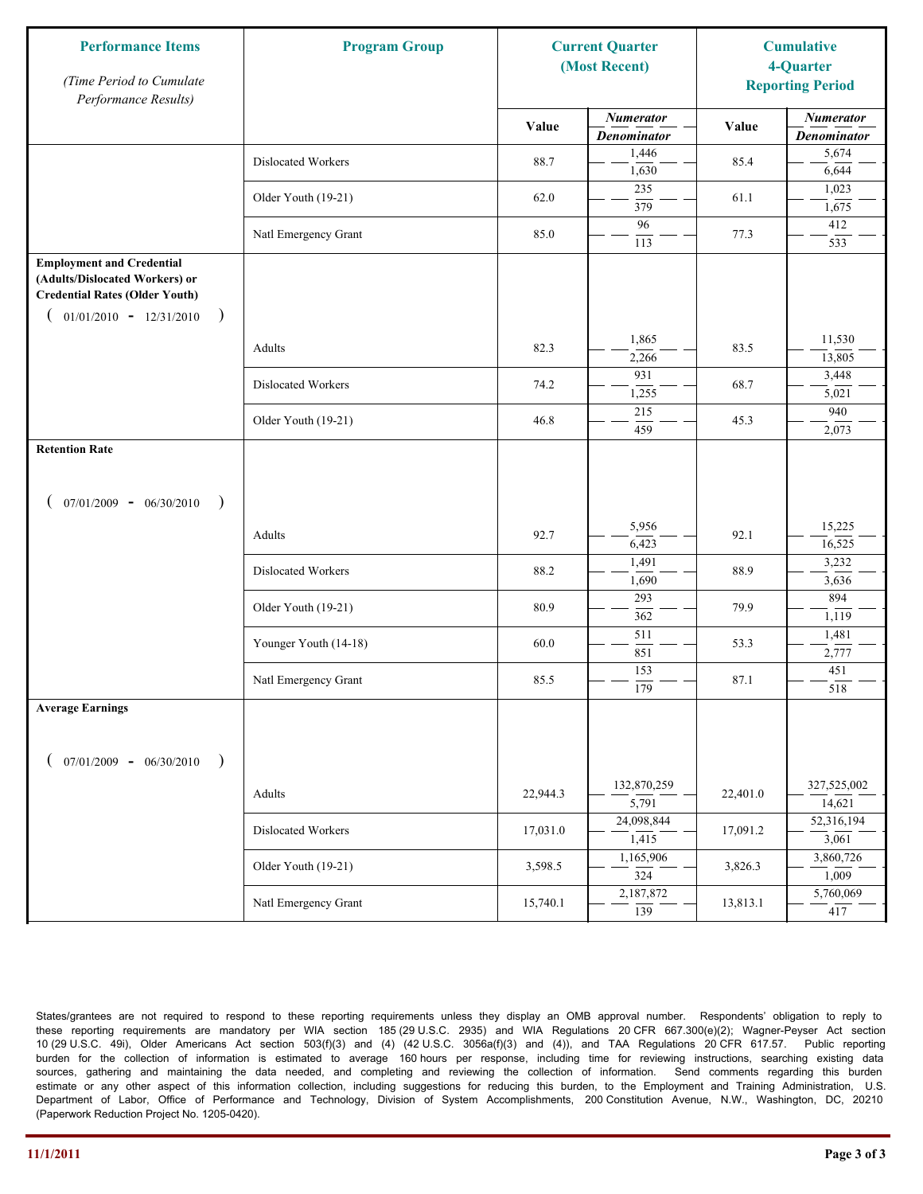| **Performance Items** *(Time Period to Cumulate Performance Results)* | **Program Group** | **Current Quarter (Most Recent)** | | **Cumulative 4-Quarter Reporting Period** | |
|---|---|---|---|---|---|
| | | **Value** | ***Numerator / Denominator*** | **Value** | ***Numerator / Denominator*** |
| | Dislocated Workers | 88.7 | 1,446 / 1,630 | 85.4 | 5,674 / 6,644 |
| | Older Youth (19-21) | 62.0 | 235 / 379 | 61.1 | 1,023 / 1,675 |
| | Natl Emergency Grant | 85.0 | 96 / 113 | 77.3 | 412 / 533 |
| **Employment and Credential (Adults/Dislocated Workers) or Credential Rates (Older Youth)** ( 01/01/2010 - 12/31/2010 ) | Adults | 82.3 | 1,865 / 2,266 | 83.5 | 11,530 / 13,805 |
| | Dislocated Workers | 74.2 | 931 / 1,255 | 68.7 | 3,448 / 5,021 |
| | Older Youth (19-21) | 46.8 | 215 / 459 | 45.3 | 940 / 2,073 |
| **Retention Rate** ( 07/01/2009 - 06/30/2010 ) | Adults | 92.7 | 5,956 / 6,423 | 92.1 | 15,225 / 16,525 |
| | Dislocated Workers | 88.2 | 1,491 / 1,690 | 88.9 | 3,232 / 3,636 |
| | Older Youth (19-21) | 80.9 | 293 / 362 | 79.9 | 894 / 1,119 |
| | Younger Youth (14-18) | 60.0 | 511 / 851 | 53.3 | 1,481 / 2,777 |
| | Natl Emergency Grant | 85.5 | 153 / 179 | 87.1 | 451 / 518 |
| **Average Earnings** ( 07/01/2009 - 06/30/2010 ) | Adults | 22,944.3 | 132,870,259 / 5,791 | 22,401.0 | 327,525,002 / 14,621 |
| | Dislocated Workers | 17,031.0 | 24,098,844 / 1,415 | 17,091.2 | 52,316,194 / 3,061 |
| | Older Youth (19-21) | 3,598.5 | 1,165,906 / 324 | 3,826.3 | 3,860,726 / 1,009 |
| | Natl Emergency Grant | 15,740.1 | 2,187,872 / 139 | 13,813.1 | 5,760,069 / 417 |

States/grantees are not required to respond to these reporting requirements unless they display an OMB approval number. Respondents' obligation to reply to these reporting requirements are mandatory per WIA section 185 (29 U.S.C. 2935) and WIA Regulations 20 CFR 667.300(e)(2); Wagner-Peyser Act section 10 (29 U.S.C. 49i), Older Americans Act section 503(f)(3) and (4) (42 U.S.C. 3056a(f)(3) and (4)), and TAA Regulations 20 CFR 617.57. Public reporting burden for the collection of information is estimated to average 160 hours per response, including time for reviewing instructions, searching existing data sources, gathering and maintaining the data needed, and completing and reviewing the collection of information. Send comments regarding this burden estimate or any other aspect of this information collection, including suggestions for reducing this burden, to the Employment and Training Administration, U.S. Department of Labor, Office of Performance and Technology, Division of System Accomplishments, 200 Constitution Avenue, N.W., Washington, DC, 20210 (Paperwork Reduction Project No. 1205-0420).

11/1/2011